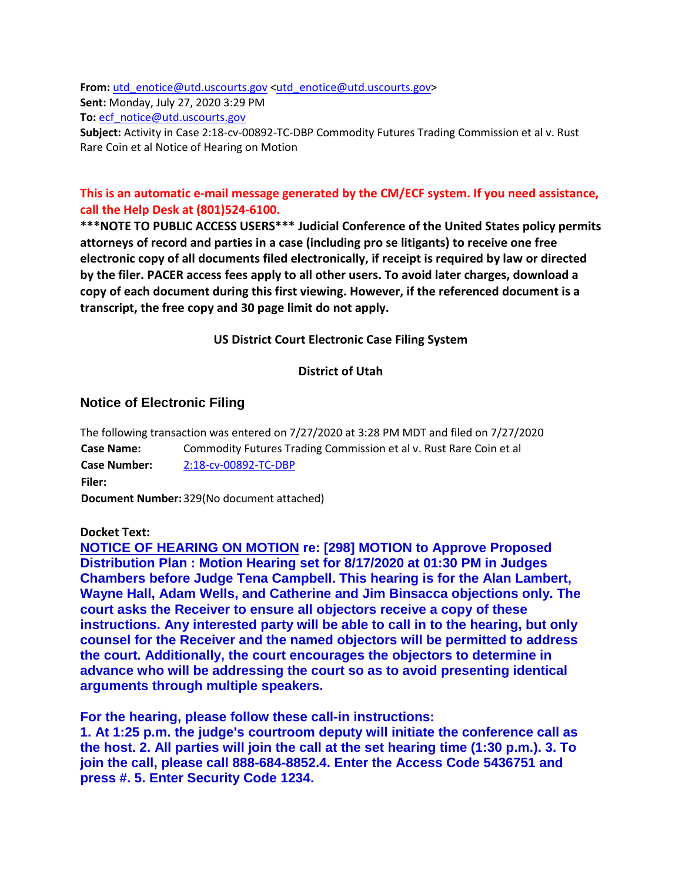**From:** utd_enotice@utd.uscourts.gov <utd_enotice@utd.uscourts.gov>
**Sent:** Monday, July 27, 2020 3:29 PM
**To:** ecf_notice@utd.uscourts.gov
**Subject:** Activity in Case 2:18-cv-00892-TC-DBP Commodity Futures Trading Commission et al v. Rust Rare Coin et al Notice of Hearing on Motion

**This is an automatic e-mail message generated by the CM/ECF system. If you need assistance, call the Help Desk at (801)524-6100.**

**\*\*\*NOTE TO PUBLIC ACCESS USERS\*\*\* Judicial Conference of the United States policy permits attorneys of record and parties in a case (including pro se litigants) to receive one free electronic copy of all documents filed electronically, if receipt is required by law or directed by the filer. PACER access fees apply to all other users. To avoid later charges, download a copy of each document during this first viewing. However, if the referenced document is a transcript, the free copy and 30 page limit do not apply.**

**US District Court Electronic Case Filing System**

**District of Utah**

## Notice of Electronic Filing

The following transaction was entered on 7/27/2020 at 3:28 PM MDT and filed on 7/27/2020

| | |
|---|---|
| **Case Name:** | Commodity Futures Trading Commission et al v. Rust Rare Coin et al |
| **Case Number:** | 2:18-cv-00892-TC-DBP |
| **Filer:** | |
| **Document Number:** | 329(No document attached) |

**Docket Text:**

**NOTICE OF HEARING ON MOTION re: [298] MOTION to Approve Proposed Distribution Plan : Motion Hearing set for 8/17/2020 at 01:30 PM in Judges Chambers before Judge Tena Campbell. This hearing is for the Alan Lambert, Wayne Hall, Adam Wells, and Catherine and Jim Binsacca objections only. The court asks the Receiver to ensure all objectors receive a copy of these instructions. Any interested party will be able to call in to the hearing, but only counsel for the Receiver and the named objectors will be permitted to address the court. Additionally, the court encourages the objectors to determine in advance who will be addressing the court so as to avoid presenting identical arguments through multiple speakers.**

**For the hearing, please follow these call-in instructions:**
**1. At 1:25 p.m. the judge's courtroom deputy will initiate the conference call as the host. 2. All parties will join the call at the set hearing time (1:30 p.m.). 3. To join the call, please call 888-684-8852.4. Enter the Access Code 5436751 and press #. 5. Enter Security Code 1234.**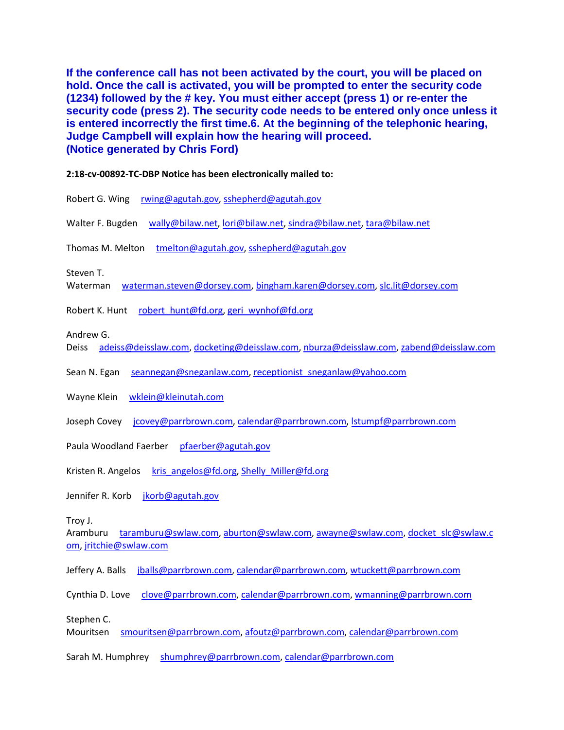**If the conference call has not been activated by the court, you will be placed on hold. Once the call is activated, you will be prompted to enter the security code (1234) followed by the # key. You must either accept (press 1) or re-enter the security code (press 2). The security code needs to be entered only once unless it is entered incorrectly the first time.6. At the beginning of the telephonic hearing, Judge Campbell will explain how the hearing will proceed.**
**(Notice generated by Chris Ford)**

**2:18-cv-00892-TC-DBP Notice has been electronically mailed to:**

Robert G. Wing rwing@agutah.gov, sshepherd@agutah.gov

Walter F. Bugden wally@bilaw.net, lori@bilaw.net, sindra@bilaw.net, tara@bilaw.net

Thomas M. Melton tmelton@agutah.gov, sshepherd@agutah.gov

Steven T. Waterman waterman.steven@dorsey.com, bingham.karen@dorsey.com, slc.lit@dorsey.com

Robert K. Hunt robert_hunt@fd.org, geri_wynhof@fd.org

Andrew G. Deiss adeiss@deisslaw.com, docketing@deisslaw.com, nburza@deisslaw.com, zabend@deisslaw.com

Sean N. Egan seannegan@sneganlaw.com, receptionist_sneganlaw@yahoo.com

Wayne Klein wklein@kleinutah.com

Joseph Covey jcovey@parrbrown.com, calendar@parrbrown.com, lstumpf@parrbrown.com

Paula Woodland Faerber pfaerber@agutah.gov

Kristen R. Angelos kris_angelos@fd.org, Shelly_Miller@fd.org

Jennifer R. Korb jkorb@agutah.gov

Troy J. Aramburu taramburu@swlaw.com, aburton@swlaw.com, awayne@swlaw.com, docket_slc@swlaw.com, jritchie@swlaw.com

Jeffery A. Balls jballs@parrbrown.com, calendar@parrbrown.com, wtuckett@parrbrown.com

Cynthia D. Love clove@parrbrown.com, calendar@parrbrown.com, wmanning@parrbrown.com

Stephen C. Mouritsen smouritsen@parrbrown.com, afoutz@parrbrown.com, calendar@parrbrown.com

Sarah M. Humphrey shumphrey@parrbrown.com, calendar@parrbrown.com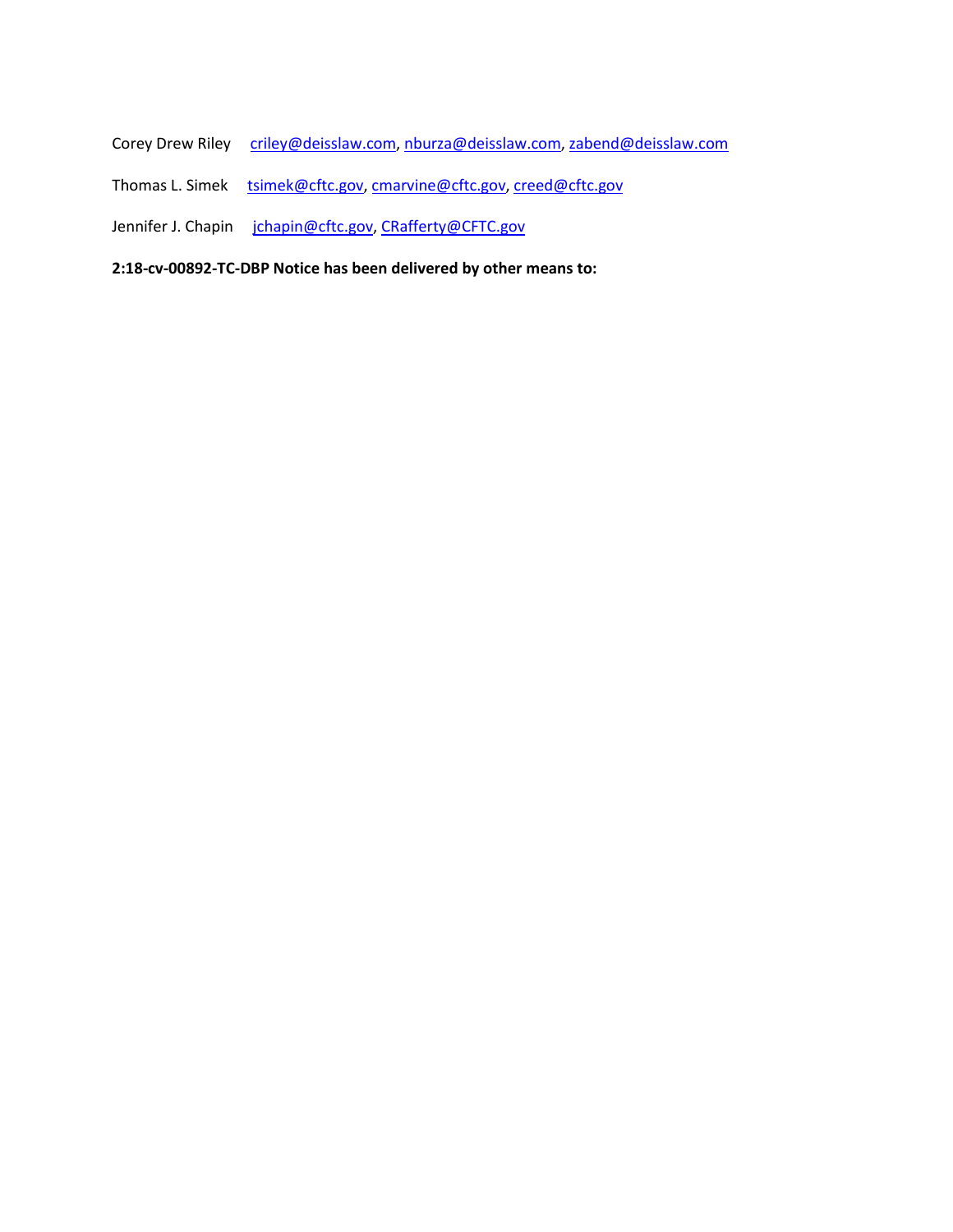Corey Drew Riley criley@deisslaw.com, nburza@deisslaw.com, zabend@deisslaw.com

Thomas L. Simek tsimek@cftc.gov, cmarvine@cftc.gov, creed@cftc.gov

Jennifer J. Chapin jchapin@cftc.gov, CRafferty@CFTC.gov

**2:18-cv-00892-TC-DBP Notice has been delivered by other means to:**